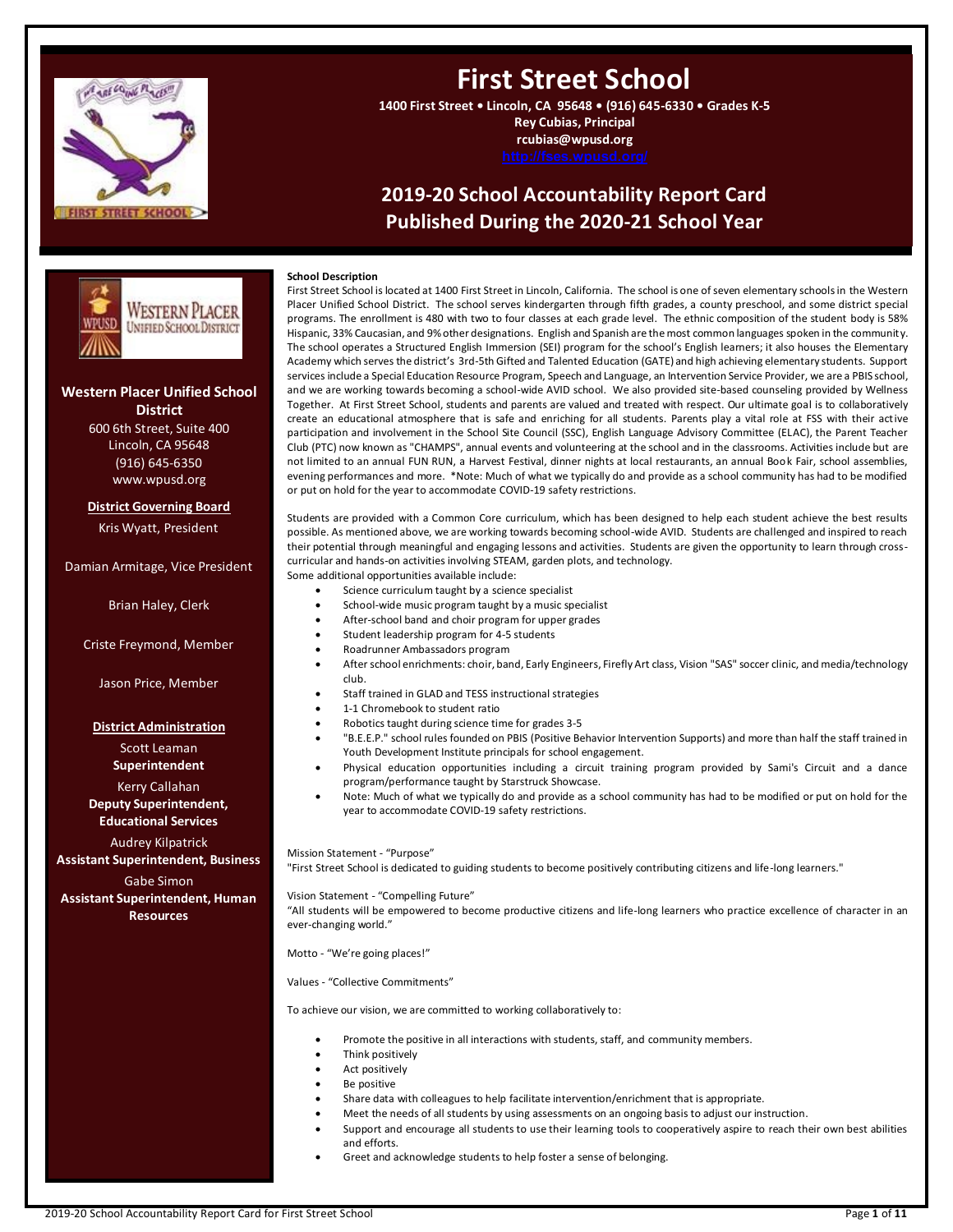# First Street School

**1400 First Street • Lincoln, CA 95648 • (916) 645-6330 • Grades K-5**
**Rey Cubias, Principal**
**rcubias@wpusd.org**
**http://fses.wpusd.org/**

## 2019-20 School Accountability Report Card
## Published During the 2020-21 School Year

---

### Western Placer Unified School District

600 6th Street, Suite 400
Lincoln, CA 95648
(916) 645-6350
www.wpusd.org

**District Governing Board**

Kris Wyatt, President

Damian Armitage, Vice President

Brian Haley, Clerk

Criste Freymond, Member

Jason Price, Member

**District Administration**

Scott Leaman
**Superintendent**

Kerry Callahan
**Deputy Superintendent, Educational Services**

Audrey Kilpatrick
**Assistant Superintendent, Business**

Gabe Simon
**Assistant Superintendent, Human Resources**

---

**School Description**

First Street School is located at 1400 First Street in Lincoln, California. The school is one of seven elementary schools in the Western Placer Unified School District. The school serves kindergarten through fifth grades, a county preschool, and some district special programs. The enrollment is 480 with two to four classes at each grade level. The ethnic composition of the student body is 58% Hispanic, 33% Caucasian, and 9% other designations. English and Spanish are the most common languages spoken in the community. The school operates a Structured English Immersion (SEI) program for the school's English learners; it also houses the Elementary Academy which serves the district's 3rd-5th Gifted and Talented Education (GATE) and high achieving elementary students. Support services include a Special Education Resource Program, Speech and Language, an Intervention Service Provider, we are a PBIS school, and we are working towards becoming a school-wide AVID school. We also provided site-based counseling provided by Wellness Together. At First Street School, students and parents are valued and treated with respect. Our ultimate goal is to collaboratively create an educational atmosphere that is safe and enriching for all students. Parents play a vital role at FSS with their active participation and involvement in the School Site Council (SSC), English Language Advisory Committee (ELAC), the Parent Teacher Club (PTC) now known as "CHAMPS", annual events and volunteering at the school and in the classrooms. Activities include but are not limited to an annual FUN RUN, a Harvest Festival, dinner nights at local restaurants, an annual Book Fair, school assemblies, evening performances and more. *Note: Much of what we typically do and provide as a school community has had to be modified or put on hold for the year to accommodate COVID-19 safety restrictions.

Students are provided with a Common Core curriculum, which has been designed to help each student achieve the best results possible. As mentioned above, we are working towards becoming school-wide AVID. Students are challenged and inspired to reach their potential through meaningful and engaging lessons and activities. Students are given the opportunity to learn through cross-curricular and hands-on activities involving STEAM, garden plots, and technology.
Some additional opportunities available include:

- Science curriculum taught by a science specialist
- School-wide music program taught by a music specialist
- After-school band and choir program for upper grades
- Student leadership program for 4-5 students
- Roadrunner Ambassadors program
- After school enrichments: choir, band, Early Engineers, Firefly Art class, Vision "SAS" soccer clinic, and media/technology club.
- Staff trained in GLAD and TESS instructional strategies
- 1-1 Chromebook to student ratio
- Robotics taught during science time for grades 3-5
- "B.E.E.P." school rules founded on PBIS (Positive Behavior Intervention Supports) and more than half the staff trained in Youth Development Institute principals for school engagement.
- Physical education opportunities including a circuit training program provided by Sami's Circuit and a dance program/performance taught by Starstruck Showcase.
- Note: Much of what we typically do and provide as a school community has had to be modified or put on hold for the year to accommodate COVID-19 safety restrictions.

Mission Statement - "Purpose"
"First Street School is dedicated to guiding students to become positively contributing citizens and life-long learners."

Vision Statement - "Compelling Future"
"All students will be empowered to become productive citizens and life-long learners who practice excellence of character in an ever-changing world."

Motto - "We're going places!"

Values - "Collective Commitments"

To achieve our vision, we are committed to working collaboratively to:

- Promote the positive in all interactions with students, staff, and community members.
- Think positively
- Act positively
- Be positive
- Share data with colleagues to help facilitate intervention/enrichment that is appropriate.
- Meet the needs of all students by using assessments on an ongoing basis to adjust our instruction.
- Support and encourage all students to use their learning tools to cooperatively aspire to reach their own best abilities and efforts.
- Greet and acknowledge students to help foster a sense of belonging.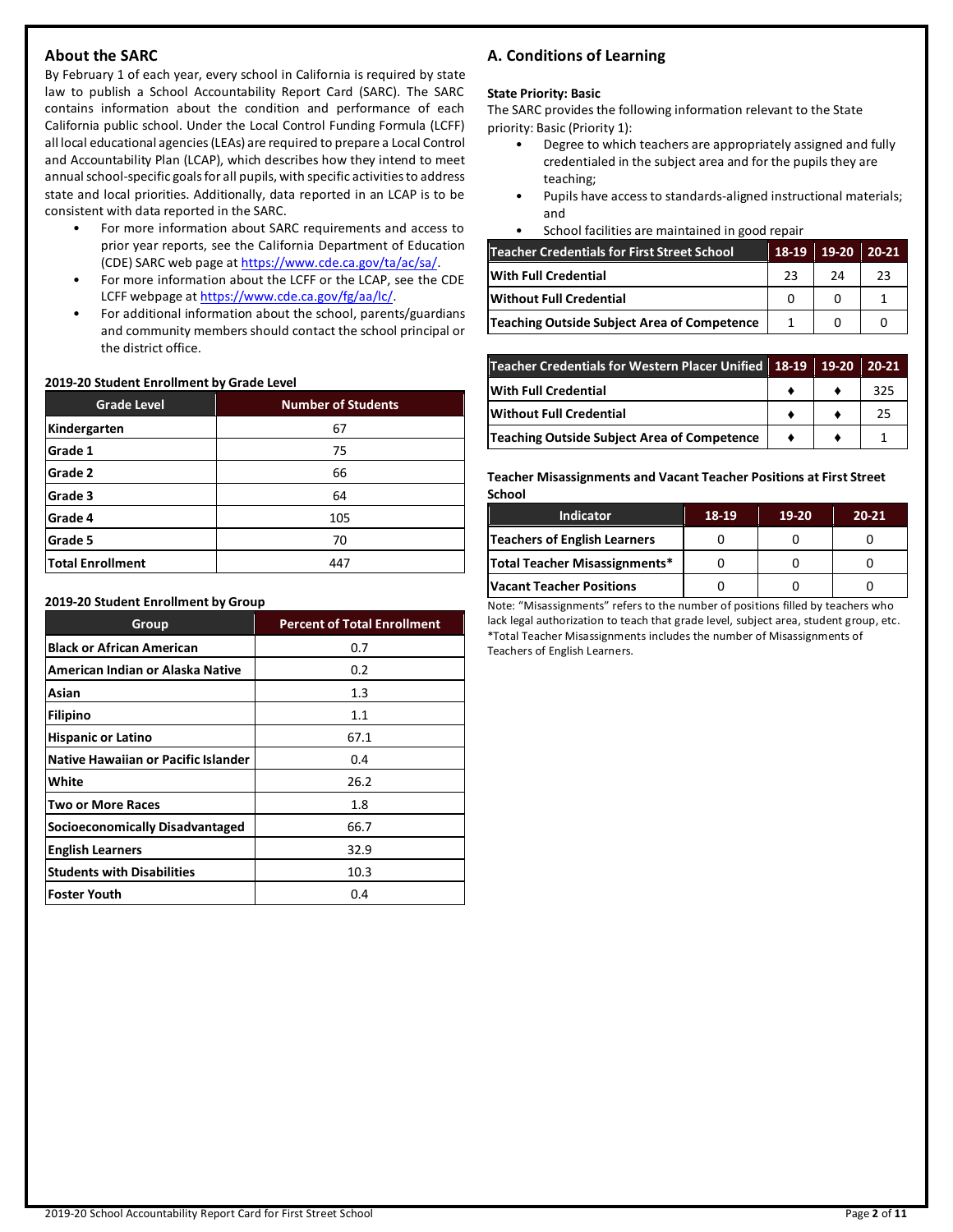## About the SARC

By February 1 of each year, every school in California is required by state law to publish a School Accountability Report Card (SARC). The SARC contains information about the condition and performance of each California public school. Under the Local Control Funding Formula (LCFF) all local educational agencies (LEAs) are required to prepare a Local Control and Accountability Plan (LCAP), which describes how they intend to meet annual school-specific goals for all pupils, with specific activities to address state and local priorities. Additionally, data reported in an LCAP is to be consistent with data reported in the SARC.

- For more information about SARC requirements and access to prior year reports, see the California Department of Education (CDE) SARC web page at https://www.cde.ca.gov/ta/ac/sa/.
- For more information about the LCFF or the LCAP, see the CDE LCFF webpage at https://www.cde.ca.gov/fg/aa/lc/.
- For additional information about the school, parents/guardians and community members should contact the school principal or the district office.

### 2019-20 Student Enrollment by Grade Level

| Grade Level | Number of Students |
|---|---|
| Kindergarten | 67 |
| Grade 1 | 75 |
| Grade 2 | 66 |
| Grade 3 | 64 |
| Grade 4 | 105 |
| Grade 5 | 70 |
| Total Enrollment | 447 |

### 2019-20 Student Enrollment by Group

| Group | Percent of Total Enrollment |
|---|---|
| Black or African American | 0.7 |
| American Indian or Alaska Native | 0.2 |
| Asian | 1.3 |
| Filipino | 1.1 |
| Hispanic or Latino | 67.1 |
| Native Hawaiian or Pacific Islander | 0.4 |
| White | 26.2 |
| Two or More Races | 1.8 |
| Socioeconomically Disadvantaged | 66.7 |
| English Learners | 32.9 |
| Students with Disabilities | 10.3 |
| Foster Youth | 0.4 |

## A. Conditions of Learning

**State Priority: Basic**

The SARC provides the following information relevant to the State priority: Basic (Priority 1):

- Degree to which teachers are appropriately assigned and fully credentialed in the subject area and for the pupils they are teaching;
- Pupils have access to standards-aligned instructional materials; and
- School facilities are maintained in good repair

| Teacher Credentials for First Street School | 18-19 | 19-20 | 20-21 |
|---|---|---|---|
| With Full Credential | 23 | 24 | 23 |
| Without Full Credential | 0 | 0 | 1 |
| Teaching Outside Subject Area of Competence | 1 | 0 | 0 |

| Teacher Credentials for Western Placer Unified | 18-19 | 19-20 | 20-21 |
|---|---|---|---|
| With Full Credential | ♦ | ♦ | 325 |
| Without Full Credential | ♦ | ♦ | 25 |
| Teaching Outside Subject Area of Competence | ♦ | ♦ | 1 |

### Teacher Misassignments and Vacant Teacher Positions at First Street School

| Indicator | 18-19 | 19-20 | 20-21 |
|---|---|---|---|
| Teachers of English Learners | 0 | 0 | 0 |
| Total Teacher Misassignments* | 0 | 0 | 0 |
| Vacant Teacher Positions | 0 | 0 | 0 |

Note: "Misassignments" refers to the number of positions filled by teachers who lack legal authorization to teach that grade level, subject area, student group, etc.
*Total Teacher Misassignments includes the number of Misassignments of Teachers of English Learners.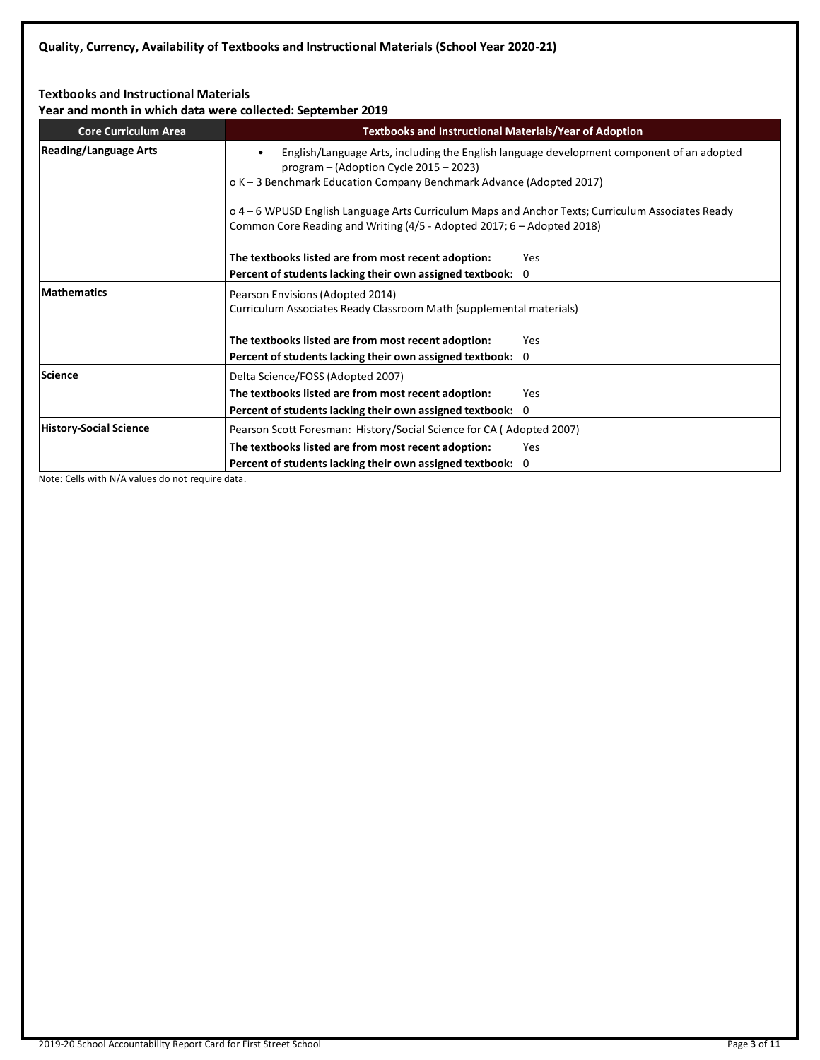**Quality, Currency, Availability of Textbooks and Instructional Materials (School Year 2020-21)**

**Textbooks and Instructional Materials**
**Year and month in which data were collected: September 2019**

| Core Curriculum Area | Textbooks and Instructional Materials/Year of Adoption |
|---|---|
| **Reading/Language Arts** | • English/Language Arts, including the English language development component of an adopted program – (Adoption Cycle 2015 – 2023)<br>o K – 3 Benchmark Education Company Benchmark Advance (Adopted 2017)<br><br>o 4 – 6 WPUSD English Language Arts Curriculum Maps and Anchor Texts; Curriculum Associates Ready Common Core Reading and Writing (4/5 - Adopted 2017; 6 – Adopted 2018)<br><br>**The textbooks listed are from most recent adoption:** Yes<br>**Percent of students lacking their own assigned textbook:** 0 |
| **Mathematics** | Pearson Envisions (Adopted 2014)<br>Curriculum Associates Ready Classroom Math (supplemental materials)<br><br>**The textbooks listed are from most recent adoption:** Yes<br>**Percent of students lacking their own assigned textbook:** 0 |
| **Science** | Delta Science/FOSS (Adopted 2007)<br>**The textbooks listed are from most recent adoption:** Yes<br>**Percent of students lacking their own assigned textbook:** 0 |
| **History-Social Science** | Pearson Scott Foresman: History/Social Science for CA ( Adopted 2007)<br>**The textbooks listed are from most recent adoption:** Yes<br>**Percent of students lacking their own assigned textbook:** 0 |

Note: Cells with N/A values do not require data.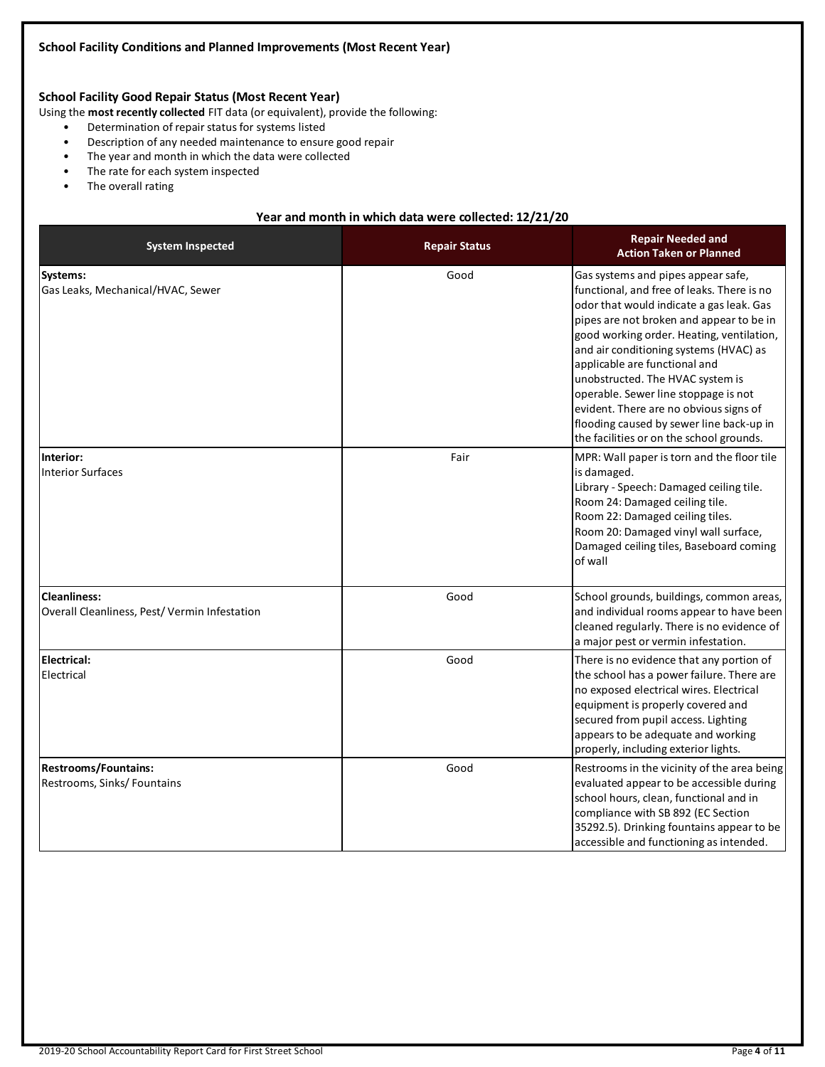### School Facility Conditions and Planned Improvements (Most Recent Year)

### School Facility Good Repair Status (Most Recent Year)

Using the **most recently collected** FIT data (or equivalent), provide the following:

- Determination of repair status for systems listed
- Description of any needed maintenance to ensure good repair
- The year and month in which the data were collected
- The rate for each system inspected
- The overall rating

**Year and month in which data were collected: 12/21/20**

| System Inspected | Repair Status | Repair Needed and Action Taken or Planned |
|---|---|---|
| **Systems:** Gas Leaks, Mechanical/HVAC, Sewer | Good | Gas systems and pipes appear safe, functional, and free of leaks. There is no odor that would indicate a gas leak. Gas pipes are not broken and appear to be in good working order. Heating, ventilation, and air conditioning systems (HVAC) as applicable are functional and unobstructed. The HVAC system is operable. Sewer line stoppage is not evident. There are no obvious signs of flooding caused by sewer line back-up in the facilities or on the school grounds. |
| **Interior:** Interior Surfaces | Fair | MPR: Wall paper is torn and the floor tile is damaged.<br>Library - Speech: Damaged ceiling tile.<br>Room 24: Damaged ceiling tile.<br>Room 22: Damaged ceiling tiles.<br>Room 20: Damaged vinyl wall surface, Damaged ceiling tiles, Baseboard coming of wall |
| **Cleanliness:** Overall Cleanliness, Pest/ Vermin Infestation | Good | School grounds, buildings, common areas, and individual rooms appear to have been cleaned regularly. There is no evidence of a major pest or vermin infestation. |
| **Electrical:** Electrical | Good | There is no evidence that any portion of the school has a power failure. There are no exposed electrical wires. Electrical equipment is properly covered and secured from pupil access. Lighting appears to be adequate and working properly, including exterior lights. |
| **Restrooms/Fountains:** Restrooms, Sinks/ Fountains | Good | Restrooms in the vicinity of the area being evaluated appear to be accessible during school hours, clean, functional and in compliance with SB 892 (EC Section 35292.5). Drinking fountains appear to be accessible and functioning as intended. |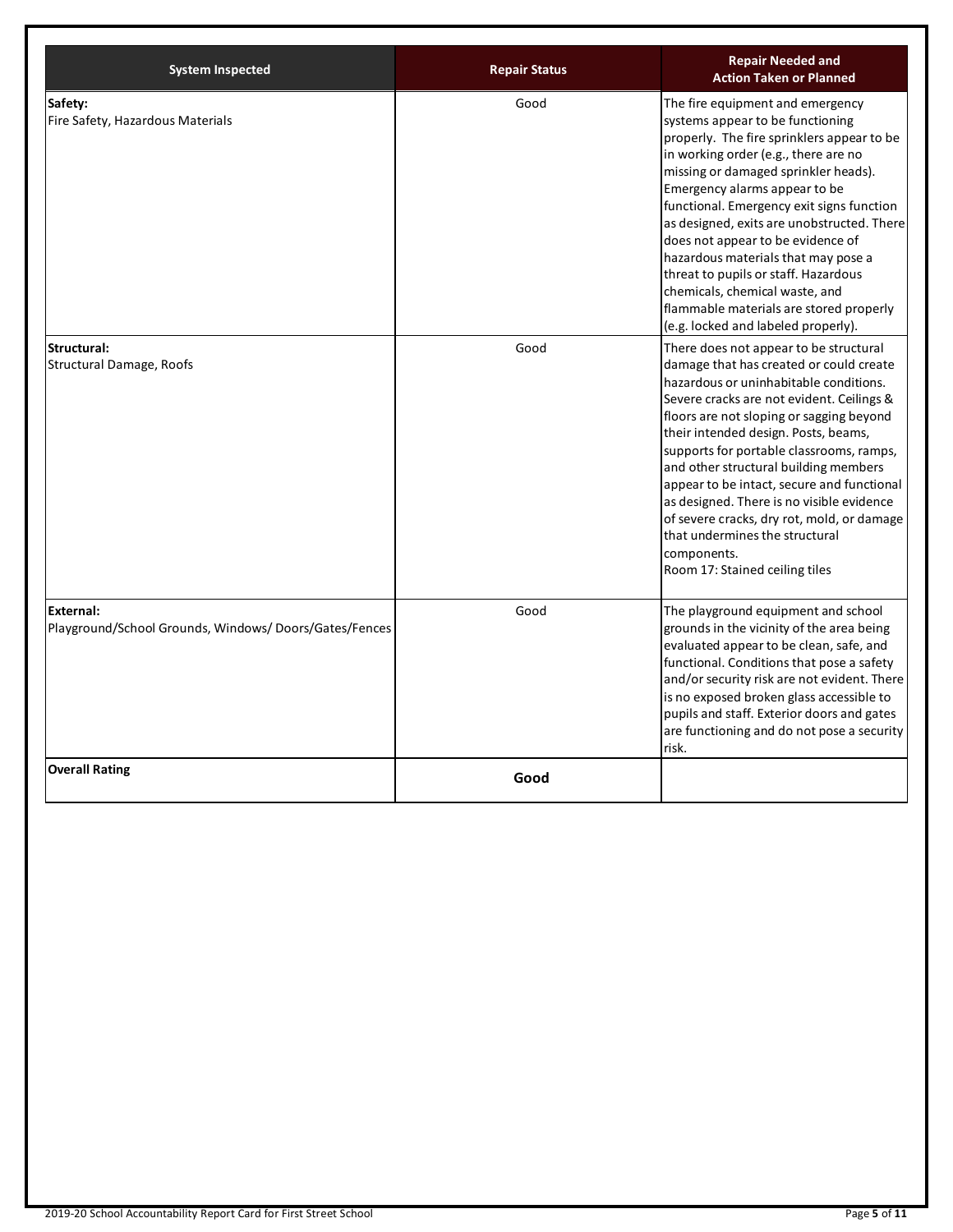| System Inspected | Repair Status | Repair Needed and Action Taken or Planned |
|---|---|---|
| **Safety:** Fire Safety, Hazardous Materials | Good | The fire equipment and emergency systems appear to be functioning properly. The fire sprinklers appear to be in working order (e.g., there are no missing or damaged sprinkler heads). Emergency alarms appear to be functional. Emergency exit signs function as designed, exits are unobstructed. There does not appear to be evidence of hazardous materials that may pose a threat to pupils or staff. Hazardous chemicals, chemical waste, and flammable materials are stored properly (e.g. locked and labeled properly). |
| **Structural:** Structural Damage, Roofs | Good | There does not appear to be structural damage that has created or could create hazardous or uninhabitable conditions. Severe cracks are not evident. Ceilings & floors are not sloping or sagging beyond their intended design. Posts, beams, supports for portable classrooms, ramps, and other structural building members appear to be intact, secure and functional as designed. There is no visible evidence of severe cracks, dry rot, mold, or damage that undermines the structural components.<br>Room 17: Stained ceiling tiles |
| **External:** Playground/School Grounds, Windows/ Doors/Gates/Fences | Good | The playground equipment and school grounds in the vicinity of the area being evaluated appear to be clean, safe, and functional. Conditions that pose a safety and/or security risk are not evident. There is no exposed broken glass accessible to pupils and staff. Exterior doors and gates are functioning and do not pose a security risk. |
| **Overall Rating** | **Good** | |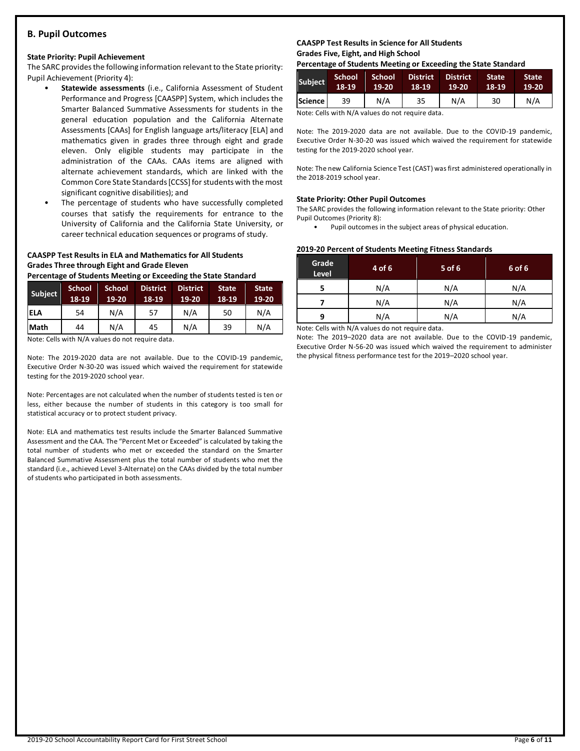## B. Pupil Outcomes

### State Priority: Pupil Achievement

The SARC provides the following information relevant to the State priority: Pupil Achievement (Priority 4):

- **Statewide assessments** (i.e., California Assessment of Student Performance and Progress [CAASPP] System, which includes the Smarter Balanced Summative Assessments for students in the general education population and the California Alternate Assessments [CAAs] for English language arts/literacy [ELA] and mathematics given in grades three through eight and grade eleven. Only eligible students may participate in the administration of the CAAs. CAAs items are aligned with alternate achievement standards, which are linked with the Common Core State Standards [CCSS] for students with the most significant cognitive disabilities); and
- The percentage of students who have successfully completed courses that satisfy the requirements for entrance to the University of California and the California State University, or career technical education sequences or programs of study.

**CAASPP Test Results in ELA and Mathematics for All Students**
**Grades Three through Eight and Grade Eleven**
**Percentage of Students Meeting or Exceeding the State Standard**

| Subject | School 18-19 | School 19-20 | District 18-19 | District 19-20 | State 18-19 | State 19-20 |
|---|---|---|---|---|---|---|
| ELA | 54 | N/A | 57 | N/A | 50 | N/A |
| Math | 44 | N/A | 45 | N/A | 39 | N/A |

Note: Cells with N/A values do not require data.

Note: The 2019-2020 data are not available. Due to the COVID-19 pandemic, Executive Order N-30-20 was issued which waived the requirement for statewide testing for the 2019-2020 school year.

Note: Percentages are not calculated when the number of students tested is ten or less, either because the number of students in this category is too small for statistical accuracy or to protect student privacy.

Note: ELA and mathematics test results include the Smarter Balanced Summative Assessment and the CAA. The "Percent Met or Exceeded" is calculated by taking the total number of students who met or exceeded the standard on the Smarter Balanced Summative Assessment plus the total number of students who met the standard (i.e., achieved Level 3-Alternate) on the CAAs divided by the total number of students who participated in both assessments.

**CAASPP Test Results in Science for All Students**
**Grades Five, Eight, and High School**
**Percentage of Students Meeting or Exceeding the State Standard**

| Subject | School 18-19 | School 19-20 | District 18-19 | District 19-20 | State 18-19 | State 19-20 |
|---|---|---|---|---|---|---|
| Science | 39 | N/A | 35 | N/A | 30 | N/A |

Note: Cells with N/A values do not require data.

Note: The 2019-2020 data are not available. Due to the COVID-19 pandemic, Executive Order N-30-20 was issued which waived the requirement for statewide testing for the 2019-2020 school year.

Note: The new California Science Test (CAST) was first administered operationally in the 2018-2019 school year.

### State Priority: Other Pupil Outcomes

The SARC provides the following information relevant to the State priority: Other Pupil Outcomes (Priority 8):

- Pupil outcomes in the subject areas of physical education.

**2019-20 Percent of Students Meeting Fitness Standards**

| Grade Level | 4 of 6 | 5 of 6 | 6 of 6 |
|---|---|---|---|
| 5 | N/A | N/A | N/A |
| 7 | N/A | N/A | N/A |
| 9 | N/A | N/A | N/A |

Note: Cells with N/A values do not require data.

Note: The 2019–2020 data are not available. Due to the COVID-19 pandemic, Executive Order N-56-20 was issued which waived the requirement to administer the physical fitness performance test for the 2019–2020 school year.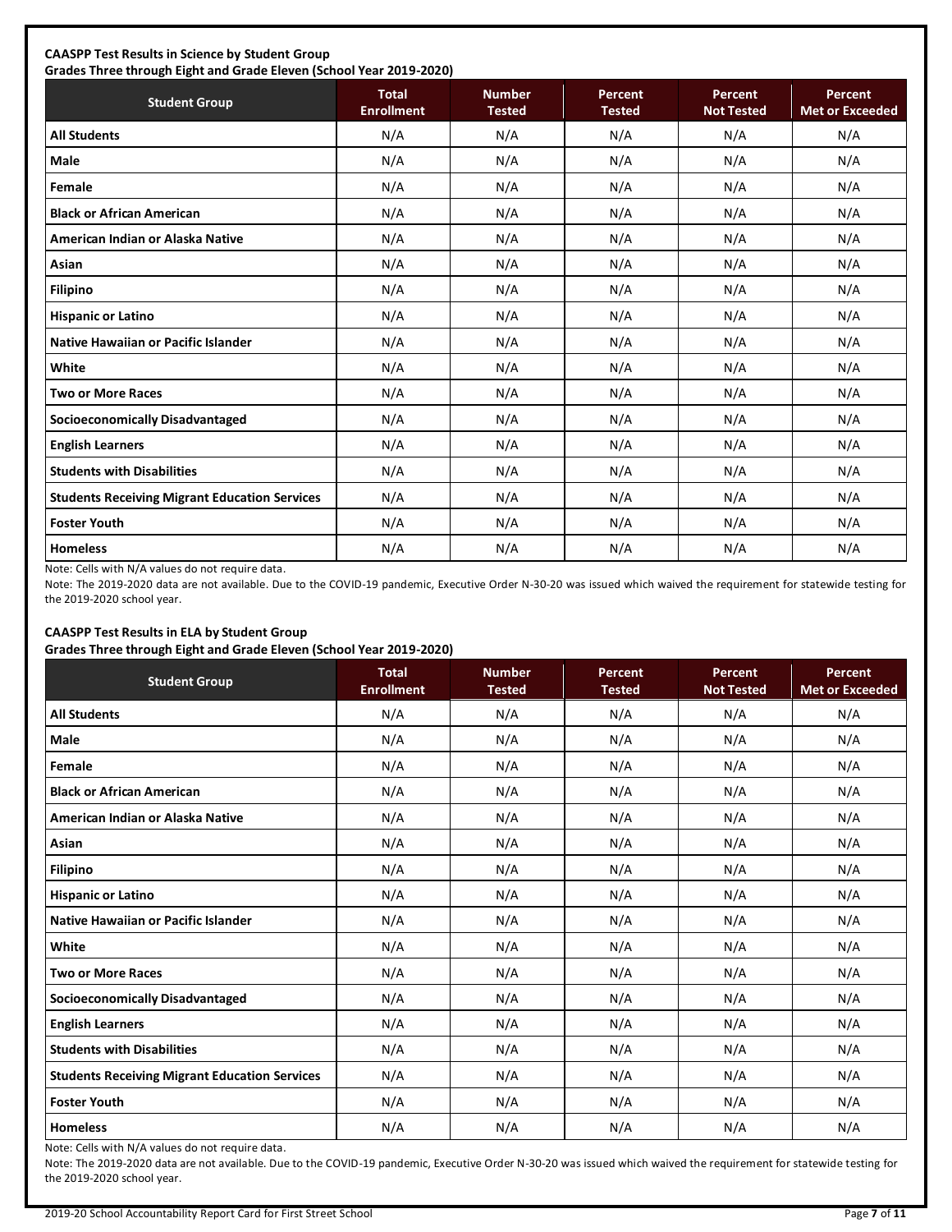**CAASPP Test Results in Science by Student Group**
**Grades Three through Eight and Grade Eleven (School Year 2019-2020)**

| Student Group | Total Enrollment | Number Tested | Percent Tested | Percent Not Tested | Percent Met or Exceeded |
|---|---|---|---|---|---|
| All Students | N/A | N/A | N/A | N/A | N/A |
| Male | N/A | N/A | N/A | N/A | N/A |
| Female | N/A | N/A | N/A | N/A | N/A |
| Black or African American | N/A | N/A | N/A | N/A | N/A |
| American Indian or Alaska Native | N/A | N/A | N/A | N/A | N/A |
| Asian | N/A | N/A | N/A | N/A | N/A |
| Filipino | N/A | N/A | N/A | N/A | N/A |
| Hispanic or Latino | N/A | N/A | N/A | N/A | N/A |
| Native Hawaiian or Pacific Islander | N/A | N/A | N/A | N/A | N/A |
| White | N/A | N/A | N/A | N/A | N/A |
| Two or More Races | N/A | N/A | N/A | N/A | N/A |
| Socioeconomically Disadvantaged | N/A | N/A | N/A | N/A | N/A |
| English Learners | N/A | N/A | N/A | N/A | N/A |
| Students with Disabilities | N/A | N/A | N/A | N/A | N/A |
| Students Receiving Migrant Education Services | N/A | N/A | N/A | N/A | N/A |
| Foster Youth | N/A | N/A | N/A | N/A | N/A |
| Homeless | N/A | N/A | N/A | N/A | N/A |

Note: Cells with N/A values do not require data.

Note: The 2019-2020 data are not available. Due to the COVID-19 pandemic, Executive Order N-30-20 was issued which waived the requirement for statewide testing for the 2019-2020 school year.

**CAASPP Test Results in ELA by Student Group**
**Grades Three through Eight and Grade Eleven (School Year 2019-2020)**

| Student Group | Total Enrollment | Number Tested | Percent Tested | Percent Not Tested | Percent Met or Exceeded |
|---|---|---|---|---|---|
| All Students | N/A | N/A | N/A | N/A | N/A |
| Male | N/A | N/A | N/A | N/A | N/A |
| Female | N/A | N/A | N/A | N/A | N/A |
| Black or African American | N/A | N/A | N/A | N/A | N/A |
| American Indian or Alaska Native | N/A | N/A | N/A | N/A | N/A |
| Asian | N/A | N/A | N/A | N/A | N/A |
| Filipino | N/A | N/A | N/A | N/A | N/A |
| Hispanic or Latino | N/A | N/A | N/A | N/A | N/A |
| Native Hawaiian or Pacific Islander | N/A | N/A | N/A | N/A | N/A |
| White | N/A | N/A | N/A | N/A | N/A |
| Two or More Races | N/A | N/A | N/A | N/A | N/A |
| Socioeconomically Disadvantaged | N/A | N/A | N/A | N/A | N/A |
| English Learners | N/A | N/A | N/A | N/A | N/A |
| Students with Disabilities | N/A | N/A | N/A | N/A | N/A |
| Students Receiving Migrant Education Services | N/A | N/A | N/A | N/A | N/A |
| Foster Youth | N/A | N/A | N/A | N/A | N/A |
| Homeless | N/A | N/A | N/A | N/A | N/A |

Note: Cells with N/A values do not require data.

Note: The 2019-2020 data are not available. Due to the COVID-19 pandemic, Executive Order N-30-20 was issued which waived the requirement for statewide testing for the 2019-2020 school year.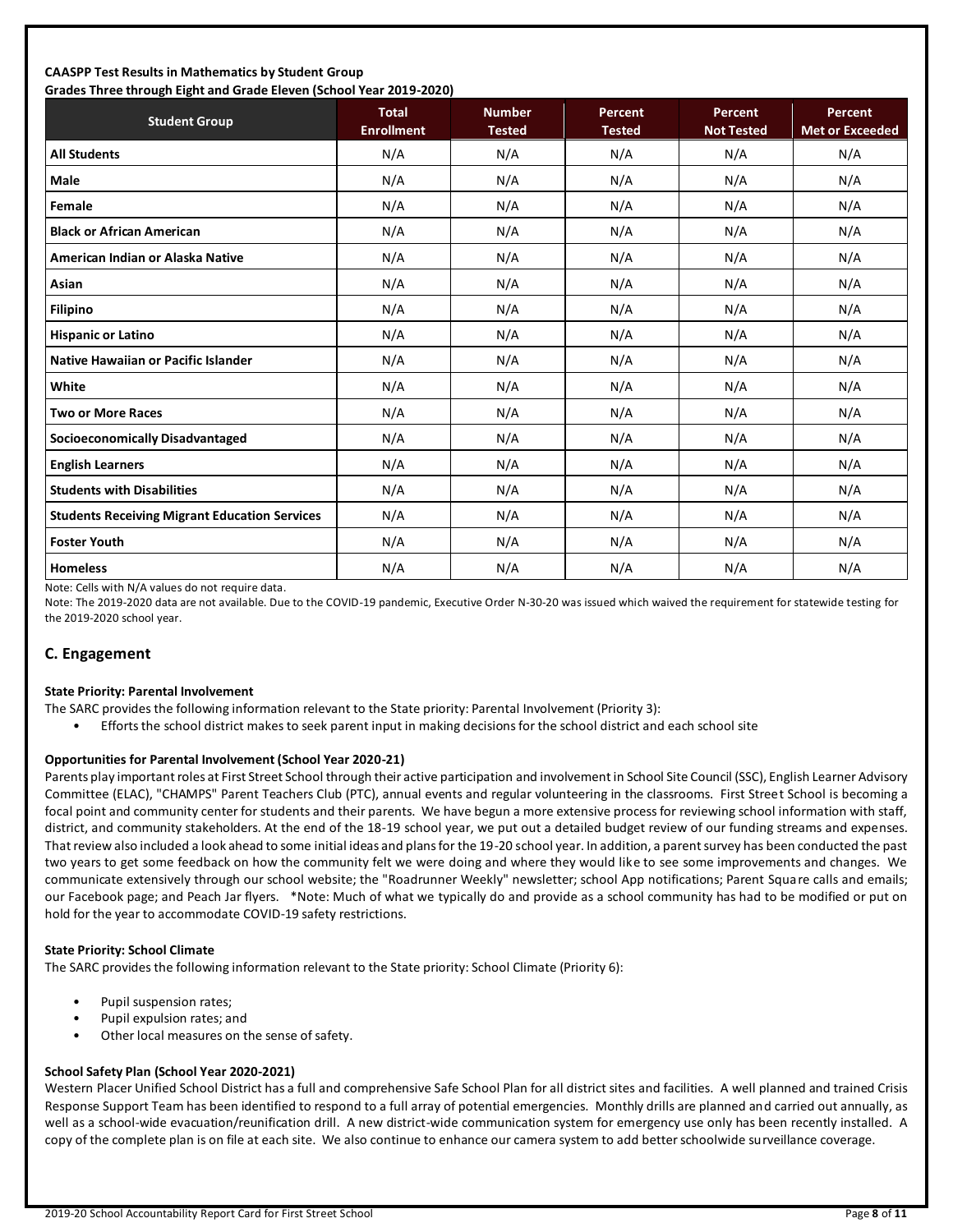**CAASPP Test Results in Mathematics by Student Group**
**Grades Three through Eight and Grade Eleven (School Year 2019-2020)**

| Student Group | Total Enrollment | Number Tested | Percent Tested | Percent Not Tested | Percent Met or Exceeded |
|---|---|---|---|---|---|
| **All Students** | N/A | N/A | N/A | N/A | N/A |
| **Male** | N/A | N/A | N/A | N/A | N/A |
| **Female** | N/A | N/A | N/A | N/A | N/A |
| **Black or African American** | N/A | N/A | N/A | N/A | N/A |
| **American Indian or Alaska Native** | N/A | N/A | N/A | N/A | N/A |
| **Asian** | N/A | N/A | N/A | N/A | N/A |
| **Filipino** | N/A | N/A | N/A | N/A | N/A |
| **Hispanic or Latino** | N/A | N/A | N/A | N/A | N/A |
| **Native Hawaiian or Pacific Islander** | N/A | N/A | N/A | N/A | N/A |
| **White** | N/A | N/A | N/A | N/A | N/A |
| **Two or More Races** | N/A | N/A | N/A | N/A | N/A |
| **Socioeconomically Disadvantaged** | N/A | N/A | N/A | N/A | N/A |
| **English Learners** | N/A | N/A | N/A | N/A | N/A |
| **Students with Disabilities** | N/A | N/A | N/A | N/A | N/A |
| **Students Receiving Migrant Education Services** | N/A | N/A | N/A | N/A | N/A |
| **Foster Youth** | N/A | N/A | N/A | N/A | N/A |
| **Homeless** | N/A | N/A | N/A | N/A | N/A |

Note: Cells with N/A values do not require data.

Note: The 2019-2020 data are not available. Due to the COVID-19 pandemic, Executive Order N-30-20 was issued which waived the requirement for statewide testing for the 2019-2020 school year.

## C. Engagement

**State Priority: Parental Involvement**

The SARC provides the following information relevant to the State priority: Parental Involvement (Priority 3):

- Efforts the school district makes to seek parent input in making decisions for the school district and each school site

**Opportunities for Parental Involvement (School Year 2020-21)**

Parents play important roles at First Street School through their active participation and involvement in School Site Council (SSC), English Learner Advisory Committee (ELAC), "CHAMPS" Parent Teachers Club (PTC), annual events and regular volunteering in the classrooms. First Street School is becoming a focal point and community center for students and their parents. We have begun a more extensive process for reviewing school information with staff, district, and community stakeholders. At the end of the 18-19 school year, we put out a detailed budget review of our funding streams and expenses. That review also included a look ahead to some initial ideas and plans for the 19-20 school year. In addition, a parent survey has been conducted the past two years to get some feedback on how the community felt we were doing and where they would like to see some improvements and changes. We communicate extensively through our school website; the "Roadrunner Weekly" newsletter; school App notifications; Parent Square calls and emails; our Facebook page; and Peach Jar flyers. *Note: Much of what we typically do and provide as a school community has had to be modified or put on hold for the year to accommodate COVID-19 safety restrictions.

**State Priority: School Climate**

The SARC provides the following information relevant to the State priority: School Climate (Priority 6):

- Pupil suspension rates;
- Pupil expulsion rates; and
- Other local measures on the sense of safety.

**School Safety Plan (School Year 2020-2021)**

Western Placer Unified School District has a full and comprehensive Safe School Plan for all district sites and facilities. A well planned and trained Crisis Response Support Team has been identified to respond to a full array of potential emergencies. Monthly drills are planned and carried out annually, as well as a school-wide evacuation/reunification drill. A new district-wide communication system for emergency use only has been recently installed. A copy of the complete plan is on file at each site. We also continue to enhance our camera system to add better schoolwide surveillance coverage.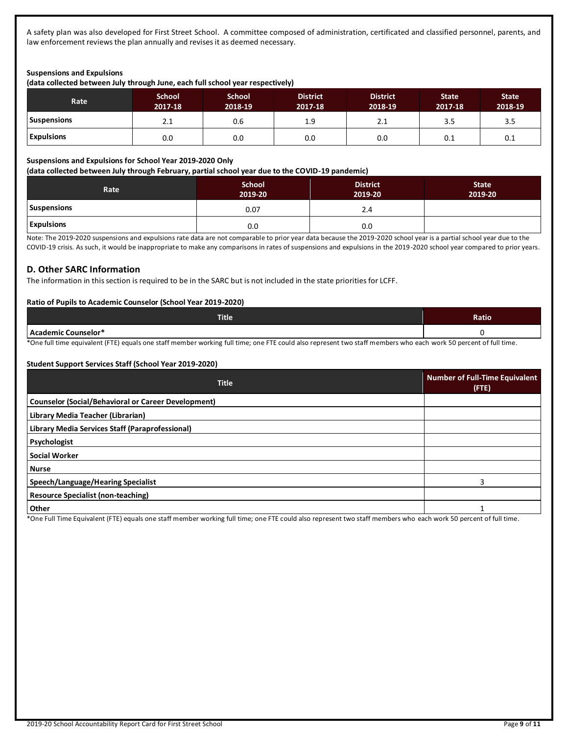A safety plan was also developed for First Street School. A committee composed of administration, certificated and classified personnel, parents, and law enforcement reviews the plan annually and revises it as deemed necessary.

**Suspensions and Expulsions**

**(data collected between July through June, each full school year respectively)**

| Rate | School 2017-18 | School 2018-19 | District 2017-18 | District 2018-19 | State 2017-18 | State 2018-19 |
|---|---|---|---|---|---|---|
| **Suspensions** | 2.1 | 0.6 | 1.9 | 2.1 | 3.5 | 3.5 |
| **Expulsions** | 0.0 | 0.0 | 0.0 | 0.0 | 0.1 | 0.1 |

**Suspensions and Expulsions for School Year 2019-2020 Only**

**(data collected between July through February, partial school year due to the COVID-19 pandemic)**

| Rate | School 2019-20 | District 2019-20 | State 2019-20 |
|---|---|---|---|
| **Suspensions** | 0.07 | 2.4 | |
| **Expulsions** | 0.0 | 0.0 | |

Note: The 2019-2020 suspensions and expulsions rate data are not comparable to prior year data because the 2019-2020 school year is a partial school year due to the COVID-19 crisis. As such, it would be inappropriate to make any comparisons in rates of suspensions and expulsions in the 2019-2020 school year compared to prior years.

## D. Other SARC Information

The information in this section is required to be in the SARC but is not included in the state priorities for LCFF.

**Ratio of Pupils to Academic Counselor (School Year 2019-2020)**

| Title | Ratio |
|---|---|
| **Academic Counselor*** | 0 |

*One full time equivalent (FTE) equals one staff member working full time; one FTE could also represent two staff members who each work 50 percent of full time.

**Student Support Services Staff (School Year 2019-2020)**

| Title | Number of Full-Time Equivalent (FTE) |
|---|---|
| **Counselor (Social/Behavioral or Career Development)** | |
| **Library Media Teacher (Librarian)** | |
| **Library Media Services Staff (Paraprofessional)** | |
| **Psychologist** | |
| **Social Worker** | |
| **Nurse** | |
| **Speech/Language/Hearing Specialist** | 3 |
| **Resource Specialist (non-teaching)** | |
| **Other** | 1 |

*One Full Time Equivalent (FTE) equals one staff member working full time; one FTE could also represent two staff members who each work 50 percent of full time.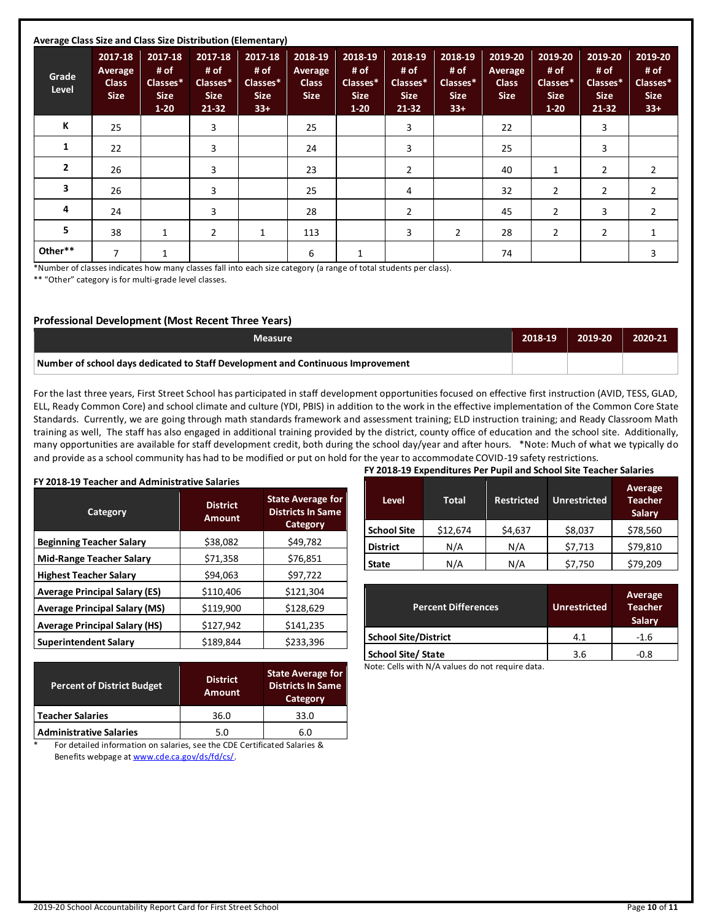**Average Class Size and Class Size Distribution (Elementary)**

| Grade Level | 2017-18 Average Class Size | 2017-18 # of Classes* Size 1-20 | 2017-18 # of Classes* Size 21-32 | 2017-18 # of Classes* Size 33+ | 2018-19 Average Class Size | 2018-19 # of Classes* Size 1-20 | 2018-19 # of Classes* Size 21-32 | 2018-19 # of Classes* Size 33+ | 2019-20 Average Class Size | 2019-20 # of Classes* Size 1-20 | 2019-20 # of Classes* Size 21-32 | 2019-20 # of Classes* Size 33+ |
|---|---|---|---|---|---|---|---|---|---|---|---|---|
| K | 25 | | 3 | | 25 | | 3 | | 22 | | 3 | |
| 1 | 22 | | 3 | | 24 | | 3 | | 25 | | 3 | |
| 2 | 26 | | 3 | | 23 | | 2 | | 40 | 1 | 2 | 2 |
| 3 | 26 | | 3 | | 25 | | 4 | | 32 | 2 | 2 | 2 |
| 4 | 24 | | 3 | | 28 | | 2 | | 45 | 2 | 3 | 2 |
| 5 | 38 | 1 | 2 | 1 | 113 | | 3 | 2 | 28 | 2 | 2 | 1 |
| Other** | 7 | 1 | | | 6 | 1 | | | 74 | | | 3 |

*Number of classes indicates how many classes fall into each size category (a range of total students per class).

** "Other" category is for multi-grade level classes.

### Professional Development (Most Recent Three Years)

| Measure | 2018-19 | 2019-20 | 2020-21 |
|---|---|---|---|
| Number of school days dedicated to Staff Development and Continuous Improvement | | | |

For the last three years, First Street School has participated in staff development opportunities focused on effective first instruction (AVID, TESS, GLAD, ELL, Ready Common Core) and school climate and culture (YDI, PBIS) in addition to the work in the effective implementation of the Common Core State Standards. Currently, we are going through math standards framework and assessment training; ELD instruction training; and Ready Classroom Math training as well, The staff has also engaged in additional training provided by the district, county office of education and the school site. Additionally, many opportunities are available for staff development credit, both during the school day/year and after hours. *Note: Much of what we typically do and provide as a school community has had to be modified or put on hold for the year to accommodate COVID-19 safety restrictions.

**FY 2018-19 Teacher and Administrative Salaries**

| Category | District Amount | State Average for Districts In Same Category |
|---|---|---|
| Beginning Teacher Salary | $38,082 | $49,782 |
| Mid-Range Teacher Salary | $71,358 | $76,851 |
| Highest Teacher Salary | $94,063 | $97,722 |
| Average Principal Salary (ES) | $110,406 | $121,304 |
| Average Principal Salary (MS) | $119,900 | $128,629 |
| Average Principal Salary (HS) | $127,942 | $141,235 |
| Superintendent Salary | $189,844 | $233,396 |

| Percent of District Budget | District Amount | State Average for Districts In Same Category |
|---|---|---|
| Teacher Salaries | 36.0 | 33.0 |
| Administrative Salaries | 5.0 | 6.0 |

\* For detailed information on salaries, see the CDE Certificated Salaries & Benefits webpage at www.cde.ca.gov/ds/fd/cs/.

**FY 2018-19 Expenditures Per Pupil and School Site Teacher Salaries**

| Level | Total | Restricted | Unrestricted | Average Teacher Salary |
|---|---|---|---|---|
| School Site | $12,674 | $4,637 | $8,037 | $78,560 |
| District | N/A | N/A | $7,713 | $79,810 |
| State | N/A | N/A | $7,750 | $79,209 |

| Percent Differences | Unrestricted | Average Teacher Salary |
|---|---|---|
| School Site/District | 4.1 | -1.6 |
| School Site/ State | 3.6 | -0.8 |

Note: Cells with N/A values do not require data.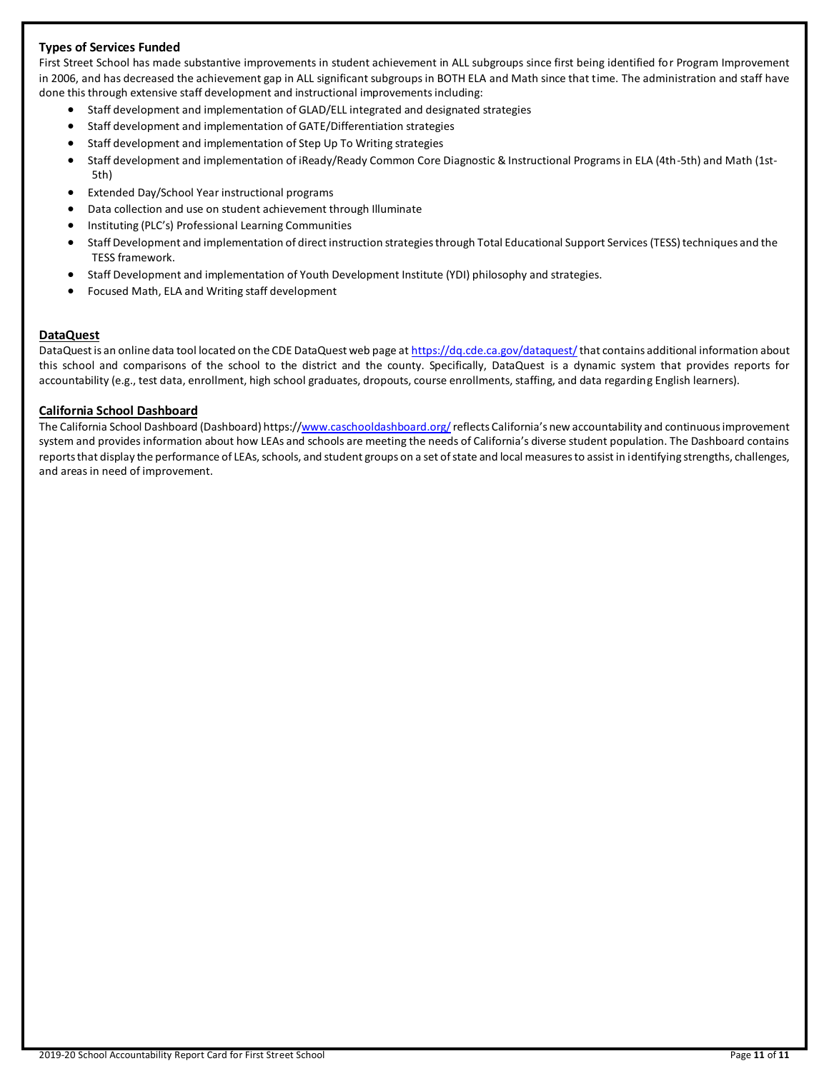### Types of Services Funded

First Street School has made substantive improvements in student achievement in ALL subgroups since first being identified for Program Improvement in 2006, and has decreased the achievement gap in ALL significant subgroups in BOTH ELA and Math since that time. The administration and staff have done this through extensive staff development and instructional improvements including:

- Staff development and implementation of GLAD/ELL integrated and designated strategies
- Staff development and implementation of GATE/Differentiation strategies
- Staff development and implementation of Step Up To Writing strategies
- Staff development and implementation of iReady/Ready Common Core Diagnostic & Instructional Programs in ELA (4th-5th) and Math (1st-5th)
- Extended Day/School Year instructional programs
- Data collection and use on student achievement through Illuminate
- Instituting (PLC's) Professional Learning Communities
- Staff Development and implementation of direct instruction strategies through Total Educational Support Services (TESS) techniques and the TESS framework.
- Staff Development and implementation of Youth Development Institute (YDI) philosophy and strategies.
- Focused Math, ELA and Writing staff development

### DataQuest

DataQuest is an online data tool located on the CDE DataQuest web page at https://dq.cde.ca.gov/dataquest/ that contains additional information about this school and comparisons of the school to the district and the county. Specifically, DataQuest is a dynamic system that provides reports for accountability (e.g., test data, enrollment, high school graduates, dropouts, course enrollments, staffing, and data regarding English learners).

### California School Dashboard

The California School Dashboard (Dashboard) https://www.caschooldashboard.org/ reflects California's new accountability and continuous improvement system and provides information about how LEAs and schools are meeting the needs of California's diverse student population. The Dashboard contains reports that display the performance of LEAs, schools, and student groups on a set of state and local measures to assist in identifying strengths, challenges, and areas in need of improvement.